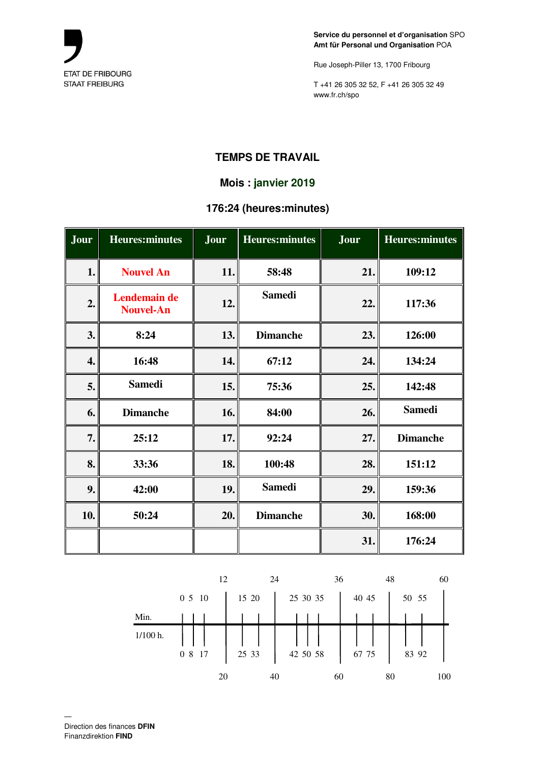ETAT DE FRIBOURG
STAAT FREIBURG

**Service du personnel et d'organisation** SPO
**Amt für Personal und Organisation** POA

Rue Joseph-Piller 13, 1700 Fribourg

T +41 26 305 32 52, F +41 26 305 32 49
www.fr.ch/spo

## TEMPS DE TRAVAIL

### Mois : janvier 2019

### 176:24 (heures:minutes)

| Jour | Heures:minutes | Jour | Heures:minutes | Jour | Heures:minutes |
|---|---|---|---|---|---|
| 1. | Nouvel An | 11. | 58:48 | 21. | 109:12 |
| 2. | Lendemain de Nouvel-An | 12. | Samedi | 22. | 117:36 |
| 3. | 8:24 | 13. | Dimanche | 23. | 126:00 |
| 4. | 16:48 | 14. | 67:12 | 24. | 134:24 |
| 5. | Samedi | 15. | 75:36 | 25. | 142:48 |
| 6. | Dimanche | 16. | 84:00 | 26. | Samedi |
| 7. | 25:12 | 17. | 92:24 | 27. | Dimanche |
| 8. | 33:36 | 18. | 100:48 | 28. | 151:12 |
| 9. | 42:00 | 19. | Samedi | 29. | 159:36 |
| 10. | 50:24 | 20. | Dimanche | 30. | 168:00 |
| | | | | 31. | 176:24 |

| Min. | 0 | 5 | 10 | 12 | 15 | 20 | 24 | 25 | 30 | 35 | 36 | 40 | 45 | 48 | 50 | 55 | 60 |
|---|---|---|---|---|---|---|---|---|---|---|---|---|---|---|---|---|---|
| 1/100 h. | 0 | 8 | 17 | 20 | 25 | 33 | 40 | 42 | 50 | 58 | 60 | 67 | 75 | 80 | 83 | 92 | 100 |

Direction des finances **DFIN**
Finanzdirektion **FIND**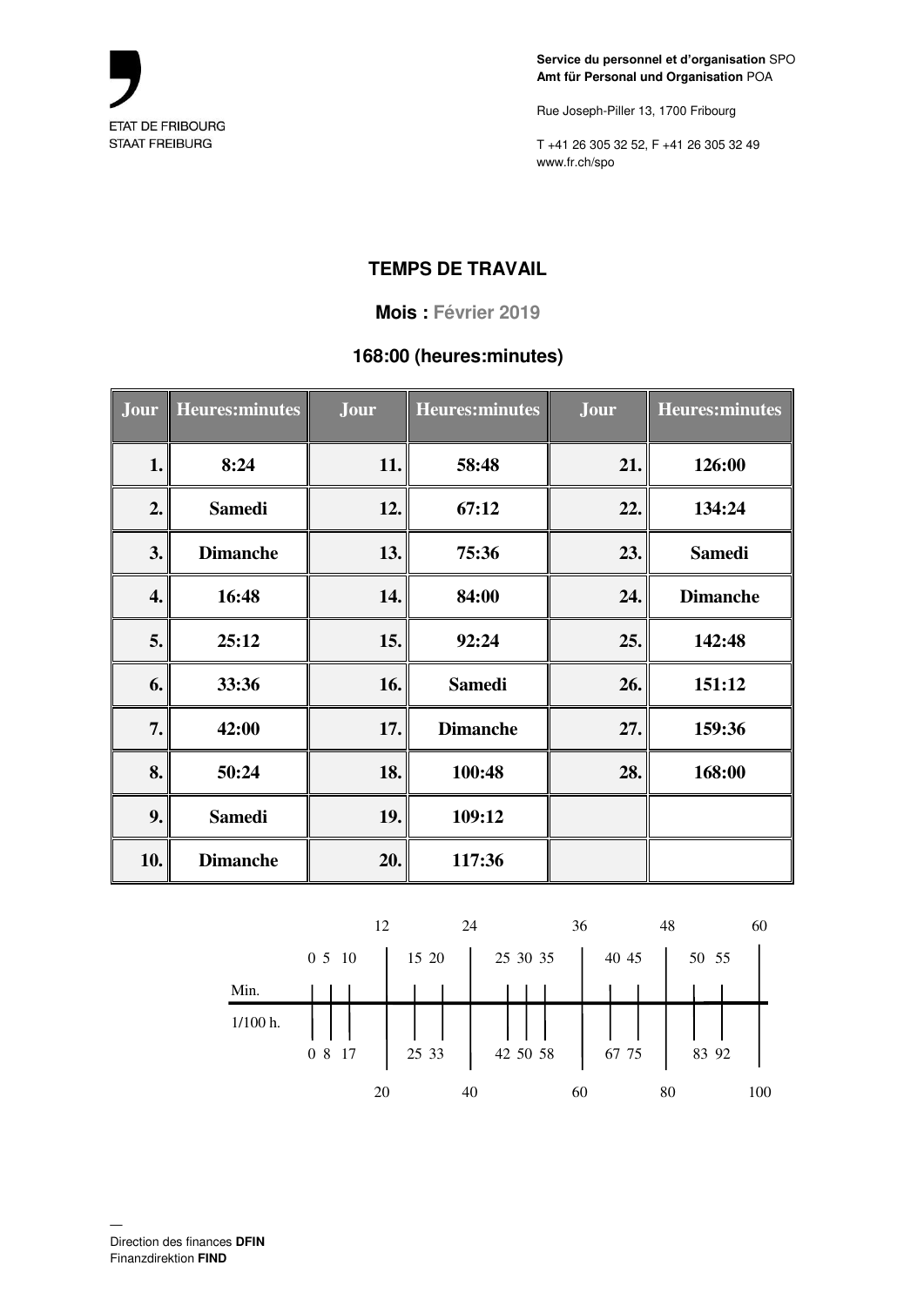ETAT DE FRIBOURG
STAAT FREIBURG

**Service du personnel et d'organisation** SPO
**Amt für Personal und Organisation** POA

Rue Joseph-Piller 13, 1700 Fribourg

T +41 26 305 32 52, F +41 26 305 32 49
www.fr.ch/spo

## TEMPS DE TRAVAIL

### Mois : Février 2019

### 168:00 (heures:minutes)

| Jour | Heures:minutes | Jour | Heures:minutes | Jour | Heures:minutes |
|---|---|---|---|---|---|
| 1. | 8:24 | 11. | 58:48 | 21. | 126:00 |
| 2. | Samedi | 12. | 67:12 | 22. | 134:24 |
| 3. | Dimanche | 13. | 75:36 | 23. | Samedi |
| 4. | 16:48 | 14. | 84:00 | 24. | Dimanche |
| 5. | 25:12 | 15. | 92:24 | 25. | 142:48 |
| 6. | 33:36 | 16. | Samedi | 26. | 151:12 |
| 7. | 42:00 | 17. | Dimanche | 27. | 159:36 |
| 8. | 50:24 | 18. | 100:48 | 28. | 168:00 |
| 9. | Samedi | 19. | 109:12 | | |
| 10. | Dimanche | 20. | 117:36 | | |

| Min. | 0 | 5 | 10 | 12 | 15 | 20 | 24 | 25 | 30 | 35 | 36 | 40 | 45 | 48 | 50 | 55 | 60 |
|---|---|---|---|---|---|---|---|---|---|---|---|---|---|---|---|---|---|
| 1/100 h. | 0 | 8 | 17 | 20 | 25 | 33 | 40 | 42 | 50 | 58 | 60 | 67 | 75 | 80 | 83 | 92 | 100 |

—
Direction des finances **DFIN**
Finanzdirektion **FIND**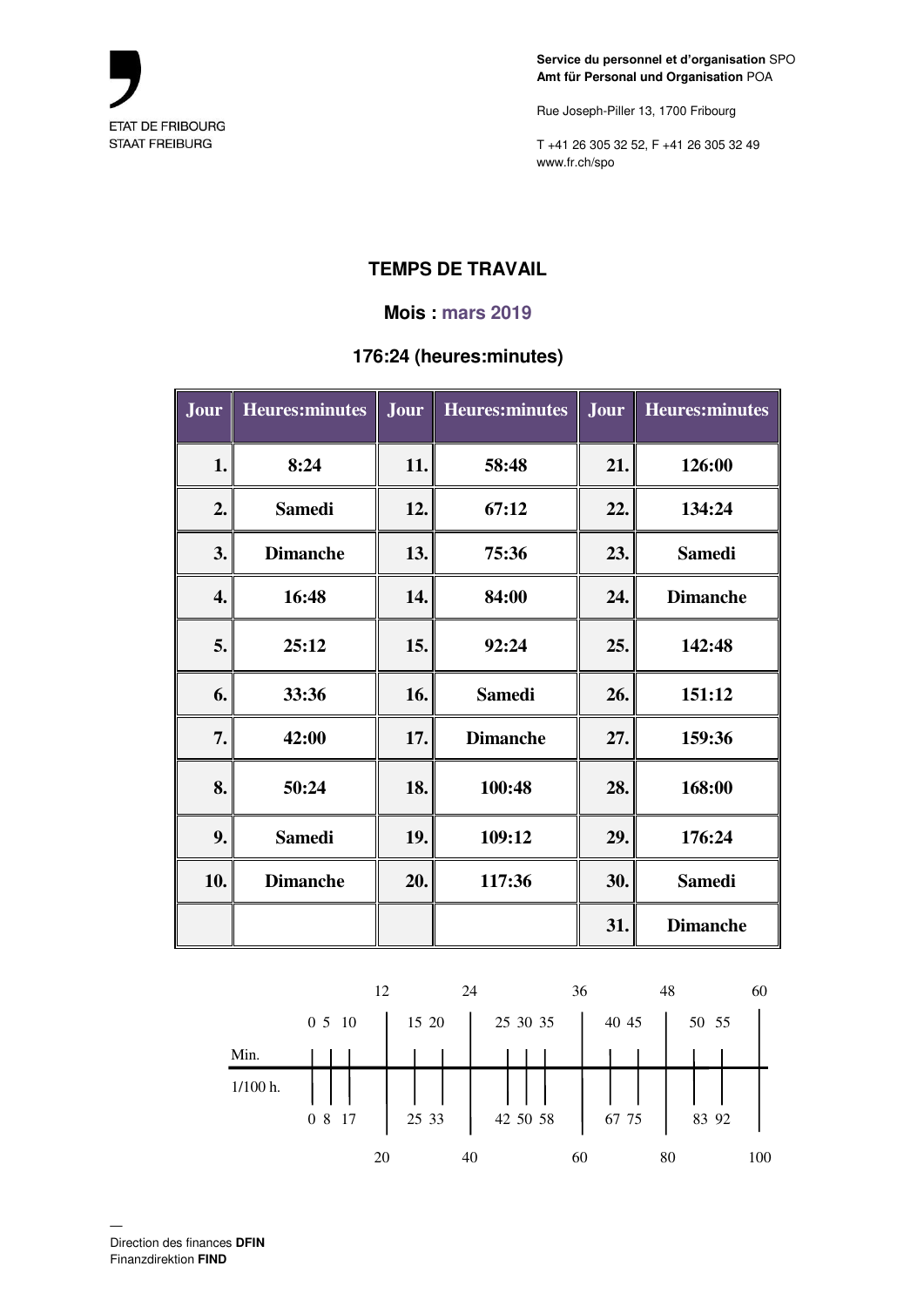ETAT DE FRIBOURG
STAAT FREIBURG

**Service du personnel et d'organisation** SPO
**Amt für Personal und Organisation** POA

Rue Joseph-Piller 13, 1700 Fribourg

T +41 26 305 32 52, F +41 26 305 32 49
www.fr.ch/spo

## TEMPS DE TRAVAIL

### Mois : mars 2019

### 176:24 (heures:minutes)

| Jour | Heures:minutes | Jour | Heures:minutes | Jour | Heures:minutes |
|---|---|---|---|---|---|
| 1. | 8:24 | 11. | 58:48 | 21. | 126:00 |
| 2. | Samedi | 12. | 67:12 | 22. | 134:24 |
| 3. | Dimanche | 13. | 75:36 | 23. | Samedi |
| 4. | 16:48 | 14. | 84:00 | 24. | Dimanche |
| 5. | 25:12 | 15. | 92:24 | 25. | 142:48 |
| 6. | 33:36 | 16. | Samedi | 26. | 151:12 |
| 7. | 42:00 | 17. | Dimanche | 27. | 159:36 |
| 8. | 50:24 | 18. | 100:48 | 28. | 168:00 |
| 9. | Samedi | 19. | 109:12 | 29. | 176:24 |
| 10. | Dimanche | 20. | 117:36 | 30. | Samedi |
| | | | | 31. | Dimanche |

| Min. | 0 | 5 | 10 | 12 | 15 | 20 | 24 | 25 | 30 | 35 | 36 | 40 | 45 | 48 | 50 | 55 | 60 |
|---|---|---|---|---|---|---|---|---|---|---|---|---|---|---|---|---|---|
| 1/100 h. | 0 | 8 | 17 | 20 | 25 | 33 | 40 | 42 | 50 | 58 | 60 | 67 | 75 | 80 | 83 | 92 | 100 |

—
Direction des finances **DFIN**
Finanzdirektion **FIND**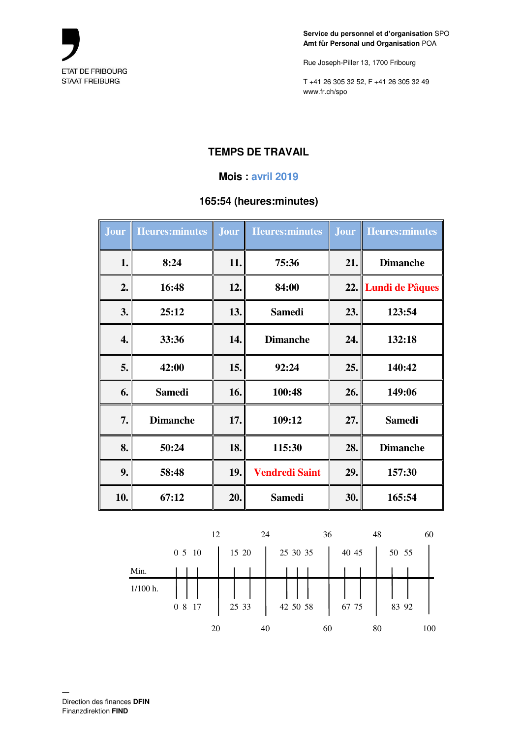ETAT DE FRIBOURG
STAAT FREIBURG

**Service du personnel et d'organisation** SPO
**Amt für Personal und Organisation** POA

Rue Joseph-Piller 13, 1700 Fribourg

T +41 26 305 32 52, F +41 26 305 32 49
www.fr.ch/spo

## TEMPS DE TRAVAIL

### Mois : avril 2019

### 165:54 (heures:minutes)

| Jour | Heures:minutes | Jour | Heures:minutes | Jour | Heures:minutes |
|---|---|---|---|---|---|
| 1. | 8:24 | 11. | 75:36 | 21. | Dimanche |
| 2. | 16:48 | 12. | 84:00 | 22. | Lundi de Pâques |
| 3. | 25:12 | 13. | Samedi | 23. | 123:54 |
| 4. | 33:36 | 14. | Dimanche | 24. | 132:18 |
| 5. | 42:00 | 15. | 92:24 | 25. | 140:42 |
| 6. | Samedi | 16. | 100:48 | 26. | 149:06 |
| 7. | Dimanche | 17. | 109:12 | 27. | Samedi |
| 8. | 50:24 | 18. | 115:30 | 28. | Dimanche |
| 9. | 58:48 | 19. | Vendredi Saint | 29. | 157:30 |
| 10. | 67:12 | 20. | Samedi | 30. | 165:54 |

| Min. | 0 | 5 | 10 | 12 | 15 | 20 | 24 | 25 | 30 | 35 | 36 | 40 | 45 | 48 | 50 | 55 | 60 |
|---|---|---|---|---|---|---|---|---|---|---|---|---|---|---|---|---|---|
| 1/100 h. | 0 | 8 | 17 | 20 | 25 | 33 | 40 | 42 | 50 | 58 | 60 | 67 | 75 | 80 | 83 | 92 | 100 |

—
Direction des finances **DFIN**
Finanzdirektion **FIND**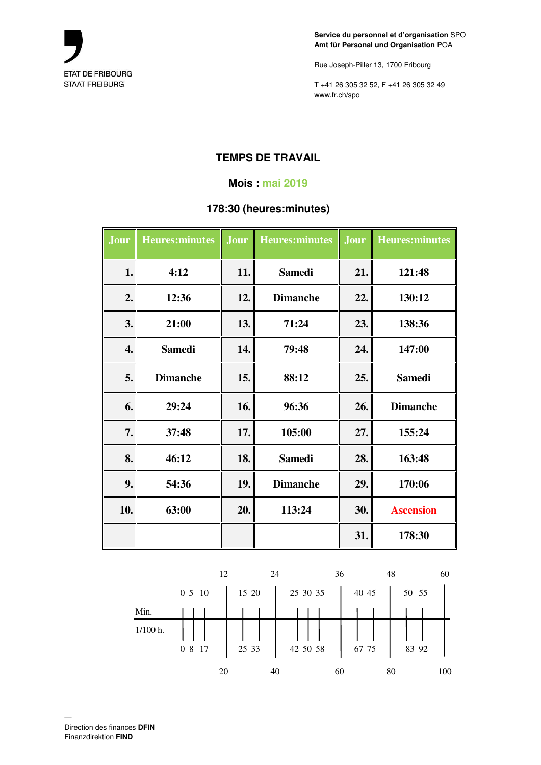ETAT DE FRIBOURG
STAAT FREIBURG

**Service du personnel et d'organisation** SPO
**Amt für Personal und Organisation** POA

Rue Joseph-Piller 13, 1700 Fribourg

T +41 26 305 32 52, F +41 26 305 32 49
www.fr.ch/spo

## TEMPS DE TRAVAIL

### Mois : mai 2019

### 178:30 (heures:minutes)

| Jour | Heures:minutes | Jour | Heures:minutes | Jour | Heures:minutes |
|---|---|---|---|---|---|
| 1. | 4:12 | 11. | Samedi | 21. | 121:48 |
| 2. | 12:36 | 12. | Dimanche | 22. | 130:12 |
| 3. | 21:00 | 13. | 71:24 | 23. | 138:36 |
| 4. | Samedi | 14. | 79:48 | 24. | 147:00 |
| 5. | Dimanche | 15. | 88:12 | 25. | Samedi |
| 6. | 29:24 | 16. | 96:36 | 26. | Dimanche |
| 7. | 37:48 | 17. | 105:00 | 27. | 155:24 |
| 8. | 46:12 | 18. | Samedi | 28. | 163:48 |
| 9. | 54:36 | 19. | Dimanche | 29. | 170:06 |
| 10. | 63:00 | 20. | 113:24 | 30. | Ascension |
| | | | | 31. | 178:30 |

| Min. | 0 | 5 | 10 | 12 | 15 | 20 | 24 | 25 | 30 | 35 | 36 | 40 | 45 | 48 | 50 | 55 | 60 |
|---|---|---|---|---|---|---|---|---|---|---|---|---|---|---|---|---|---|
| 1/100 h. | 0 | 8 | 17 | 20 | 25 | 33 | 40 | 42 | 50 | 58 | 60 | 67 | 75 | 80 | 83 | 92 | 100 |

—
Direction des finances **DFIN**
Finanzdirektion **FIND**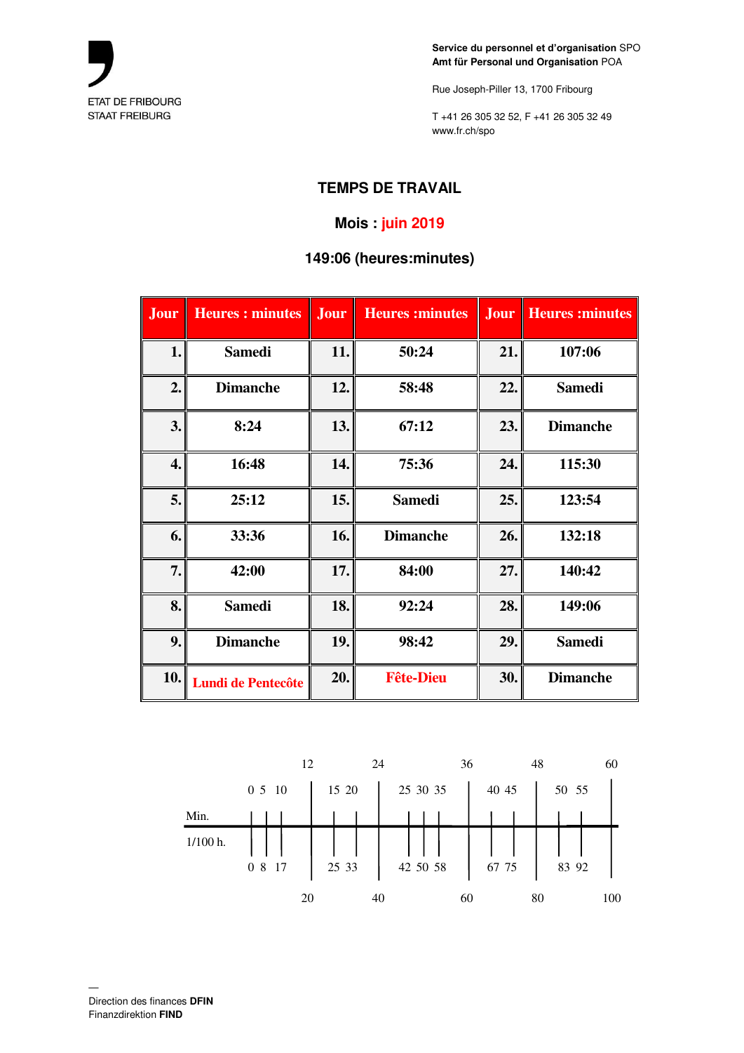ETAT DE FRIBOURG
STAAT FREIBURG

**Service du personnel et d'organisation** SPO
**Amt für Personal und Organisation** POA

Rue Joseph-Piller 13, 1700 Fribourg

T +41 26 305 32 52, F +41 26 305 32 49
www.fr.ch/spo

## TEMPS DE TRAVAIL

### Mois : juin 2019

### 149:06 (heures:minutes)

| Jour | Heures : minutes | Jour | Heures :minutes | Jour | Heures :minutes |
|---|---|---|---|---|---|
| 1. | Samedi | 11. | 50:24 | 21. | 107:06 |
| 2. | Dimanche | 12. | 58:48 | 22. | Samedi |
| 3. | 8:24 | 13. | 67:12 | 23. | Dimanche |
| 4. | 16:48 | 14. | 75:36 | 24. | 115:30 |
| 5. | 25:12 | 15. | Samedi | 25. | 123:54 |
| 6. | 33:36 | 16. | Dimanche | 26. | 132:18 |
| 7. | 42:00 | 17. | 84:00 | 27. | 140:42 |
| 8. | Samedi | 18. | 92:24 | 28. | 149:06 |
| 9. | Dimanche | 19. | 98:42 | 29. | Samedi |
| 10. | Lundi de Pentecôte | 20. | Fête-Dieu | 30. | Dimanche |

| Min. | 0 | 5 | 10 | 12 | 15 | 20 | 24 | 25 | 30 | 35 | 36 | 40 | 45 | 48 | 50 | 55 | 60 |
|---|---|---|---|---|---|---|---|---|---|---|---|---|---|---|---|---|---|
| 1/100 h. | 0 | 8 | 17 | 20 | 25 | 33 | 40 | 42 | 50 | 58 | 60 | 67 | 75 | 80 | 83 | 92 | 100 |

Direction des finances **DFIN**
Finanzdirektion **FIND**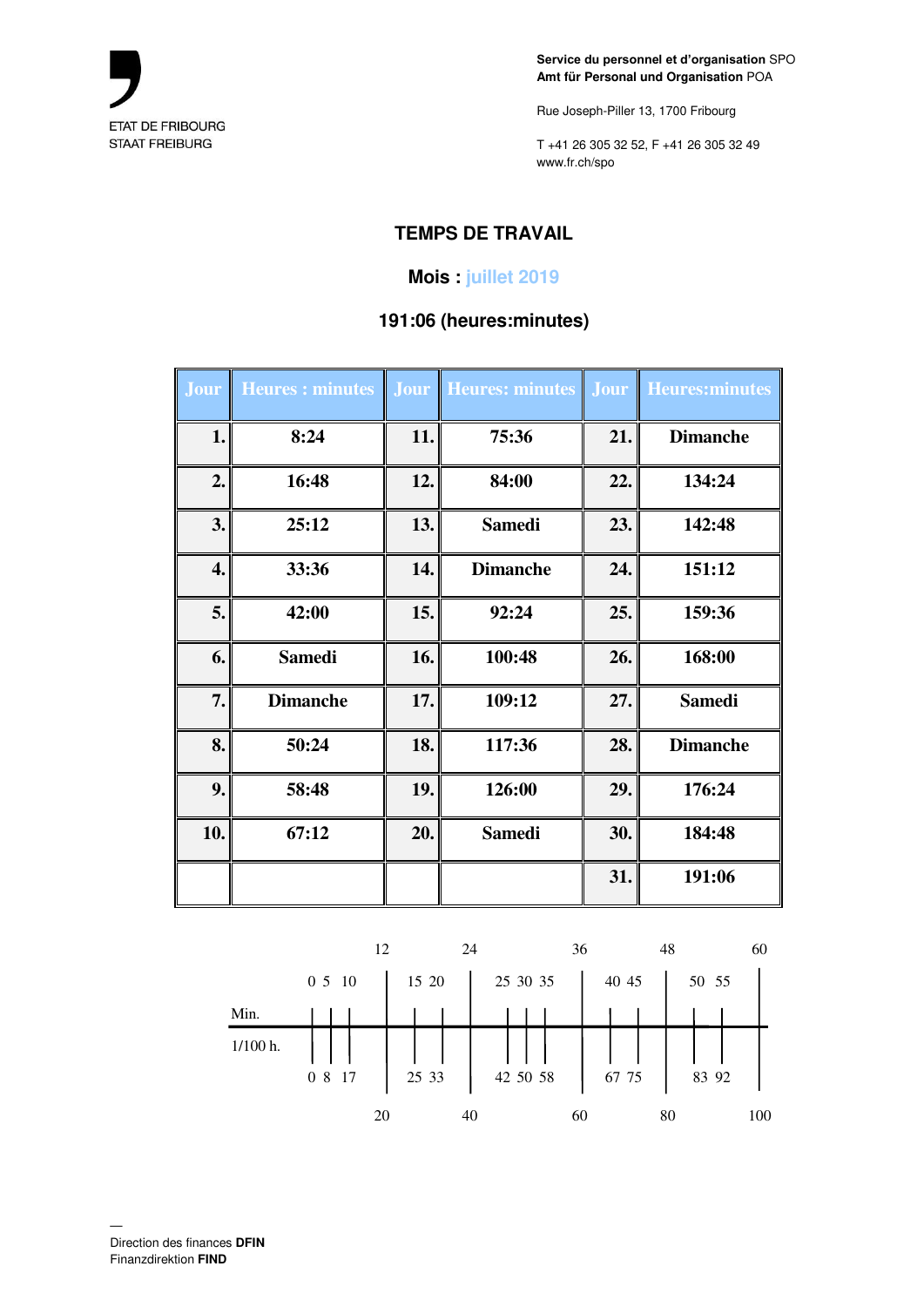ETAT DE FRIBOURG
STAAT FREIBURG

**Service du personnel et d'organisation** SPO
**Amt für Personal und Organisation** POA

Rue Joseph-Piller 13, 1700 Fribourg

T +41 26 305 32 52, F +41 26 305 32 49
www.fr.ch/spo

## TEMPS DE TRAVAIL

### Mois : juillet 2019

### 191:06 (heures:minutes)

| Jour | Heures : minutes | Jour | Heures: minutes | Jour | Heures:minutes |
|---|---|---|---|---|---|
| 1. | 8:24 | 11. | 75:36 | 21. | Dimanche |
| 2. | 16:48 | 12. | 84:00 | 22. | 134:24 |
| 3. | 25:12 | 13. | Samedi | 23. | 142:48 |
| 4. | 33:36 | 14. | Dimanche | 24. | 151:12 |
| 5. | 42:00 | 15. | 92:24 | 25. | 159:36 |
| 6. | Samedi | 16. | 100:48 | 26. | 168:00 |
| 7. | Dimanche | 17. | 109:12 | 27. | Samedi |
| 8. | 50:24 | 18. | 117:36 | 28. | Dimanche |
| 9. | 58:48 | 19. | 126:00 | 29. | 176:24 |
| 10. | 67:12 | 20. | Samedi | 30. | 184:48 |
| | | | | 31. | 191:06 |

| Min. | 0 | 5 | 10 | 12 | 15 | 20 | 24 | 25 | 30 | 35 | 36 | 40 | 45 | 48 | 50 | 55 | 60 |
|---|---|---|---|---|---|---|---|---|---|---|---|---|---|---|---|---|---|
| 1/100 h. | 0 | 8 | 17 | 20 | 25 | 33 | 40 | 42 | 50 | 58 | 60 | 67 | 75 | 80 | 83 | 92 | 100 |

—
Direction des finances **DFIN**
Finanzdirektion **FIND**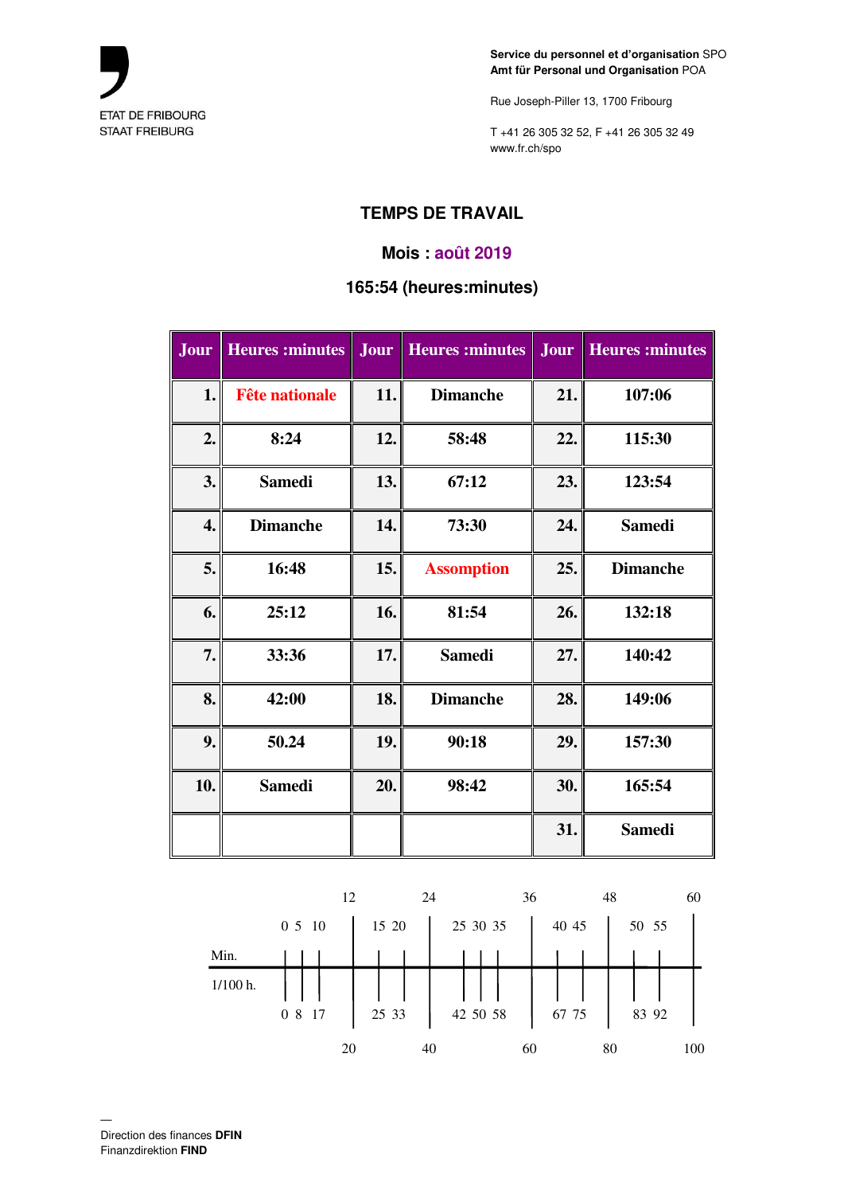ETAT DE FRIBOURG
STAAT FREIBURG

**Service du personnel et d'organisation** SPO
**Amt für Personal und Organisation** POA

Rue Joseph-Piller 13, 1700 Fribourg

T +41 26 305 32 52, F +41 26 305 32 49
www.fr.ch/spo

## TEMPS DE TRAVAIL

### Mois : août 2019

### 165:54 (heures:minutes)

| Jour | Heures :minutes | Jour | Heures :minutes | Jour | Heures :minutes |
|---|---|---|---|---|---|
| 1. | Fête nationale | 11. | Dimanche | 21. | 107:06 |
| 2. | 8:24 | 12. | 58:48 | 22. | 115:30 |
| 3. | Samedi | 13. | 67:12 | 23. | 123:54 |
| 4. | Dimanche | 14. | 73:30 | 24. | Samedi |
| 5. | 16:48 | 15. | Assomption | 25. | Dimanche |
| 6. | 25:12 | 16. | 81:54 | 26. | 132:18 |
| 7. | 33:36 | 17. | Samedi | 27. | 140:42 |
| 8. | 42:00 | 18. | Dimanche | 28. | 149:06 |
| 9. | 50.24 | 19. | 90:18 | 29. | 157:30 |
| 10. | Samedi | 20. | 98:42 | 30. | 165:54 |
| | | | | 31. | Samedi |

| Min. | 0 | 5 | 10 | 12 | 15 | 20 | 24 | 25 | 30 | 35 | 36 | 40 | 45 | 48 | 50 | 55 | 60 |
|---|---|---|---|---|---|---|---|---|---|---|---|---|---|---|---|---|---|
| 1/100 h. | 0 | 8 | 17 | 20 | 25 | 33 | 40 | 42 | 50 | 58 | 60 | 67 | 75 | 80 | 83 | 92 | 100 |

—
Direction des finances **DFIN**
Finanzdirektion **FIND**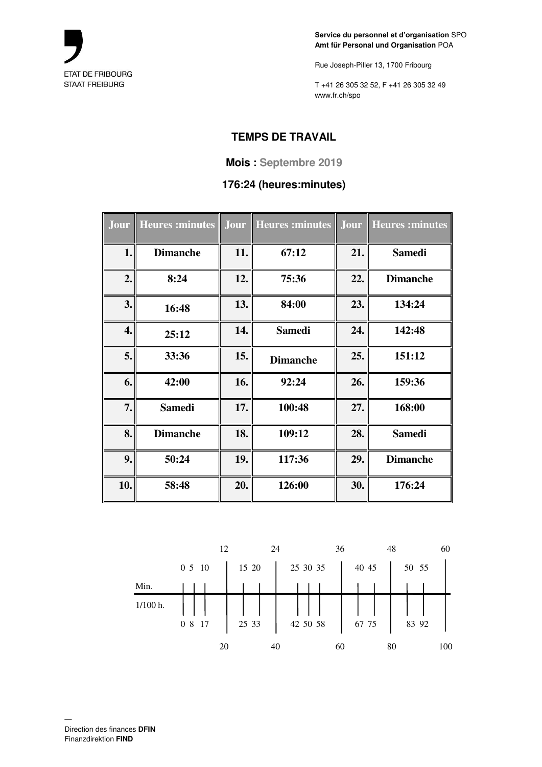Service du personnel et d'organisation SPO
Amt für Personal und Organisation POA

Rue Joseph-Piller 13, 1700 Fribourg

T +41 26 305 32 52, F +41 26 305 32 49
www.fr.ch/spo

ETAT DE FRIBOURG
STAAT FREIBURG

## TEMPS DE TRAVAIL

**Mois : Septembre 2019**

**176:24 (heures:minutes)**

| Jour | Heures :minutes | Jour | Heures :minutes | Jour | Heures :minutes |
|---|---|---|---|---|---|
| 1. | Dimanche | 11. | 67:12 | 21. | Samedi |
| 2. | 8:24 | 12. | 75:36 | 22. | Dimanche |
| 3. | 16:48 | 13. | 84:00 | 23. | 134:24 |
| 4. | 25:12 | 14. | Samedi | 24. | 142:48 |
| 5. | 33:36 | 15. | Dimanche | 25. | 151:12 |
| 6. | 42:00 | 16. | 92:24 | 26. | 159:36 |
| 7. | Samedi | 17. | 100:48 | 27. | 168:00 |
| 8. | Dimanche | 18. | 109:12 | 28. | Samedi |
| 9. | 50:24 | 19. | 117:36 | 29. | Dimanche |
| 10. | 58:48 | 20. | 126:00 | 30. | 176:24 |

| Min. | 0 | 5 | 10 | 12 | 15 | 20 | 24 | 25 | 30 | 35 | 36 | 40 | 45 | 48 | 50 | 55 | 60 |
|---|---|---|---|---|---|---|---|---|---|---|---|---|---|---|---|---|---|
| 1/100 h. | 0 | 8 | 17 | 20 | 25 | 33 | 40 | 42 | 50 | 58 | 60 | 67 | 75 | 80 | 83 | 92 | 100 |

—
Direction des finances **DFIN**
Finanzdirektion **FIND**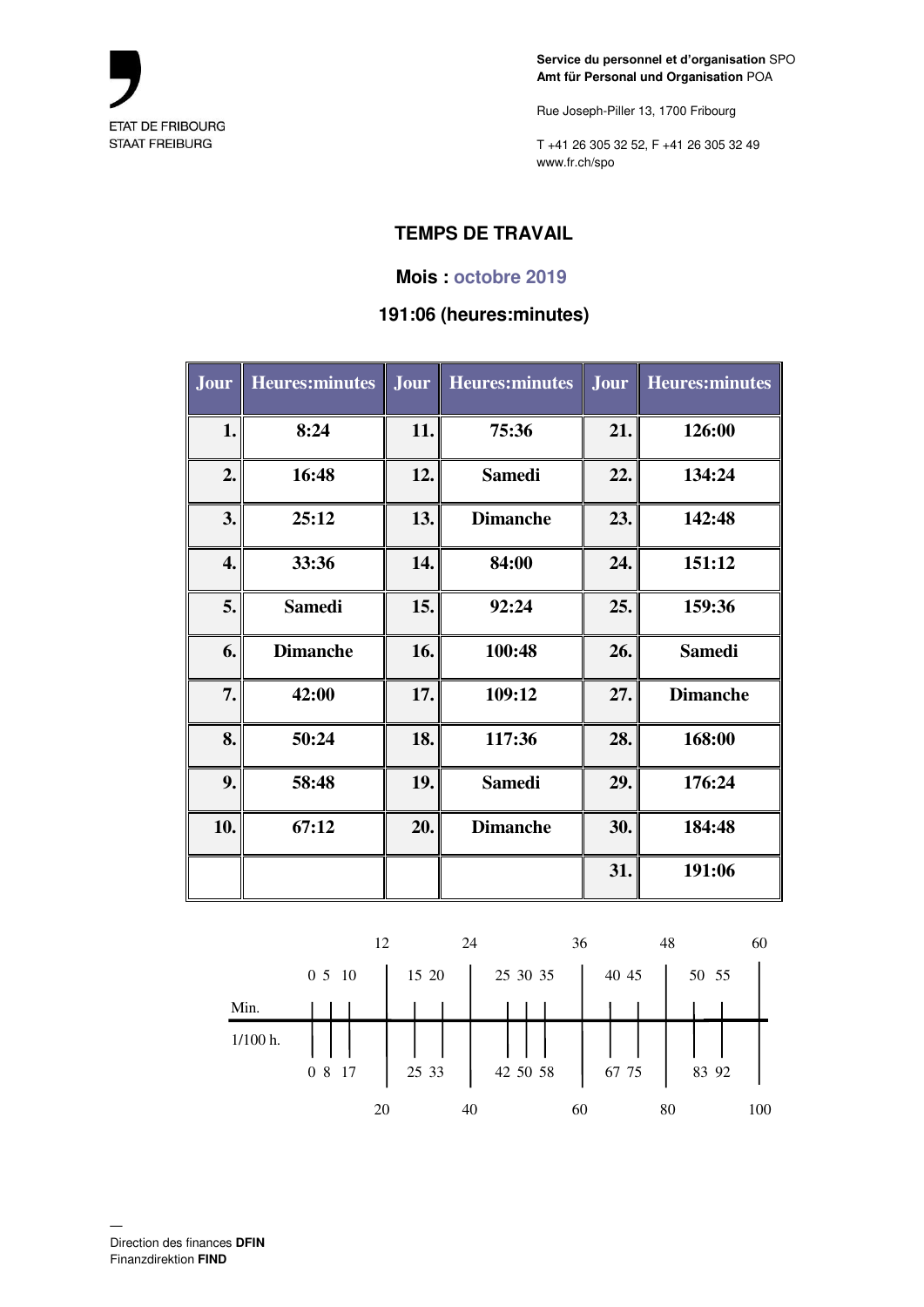ETAT DE FRIBOURG
STAAT FREIBURG

**Service du personnel et d'organisation** SPO
**Amt für Personal und Organisation** POA

Rue Joseph-Piller 13, 1700 Fribourg

T +41 26 305 32 52, F +41 26 305 32 49
www.fr.ch/spo

## TEMPS DE TRAVAIL

### Mois : octobre 2019

### 191:06 (heures:minutes)

| Jour | Heures:minutes | Jour | Heures:minutes | Jour | Heures:minutes |
|---|---|---|---|---|---|
| 1. | 8:24 | 11. | 75:36 | 21. | 126:00 |
| 2. | 16:48 | 12. | Samedi | 22. | 134:24 |
| 3. | 25:12 | 13. | Dimanche | 23. | 142:48 |
| 4. | 33:36 | 14. | 84:00 | 24. | 151:12 |
| 5. | Samedi | 15. | 92:24 | 25. | 159:36 |
| 6. | Dimanche | 16. | 100:48 | 26. | Samedi |
| 7. | 42:00 | 17. | 109:12 | 27. | Dimanche |
| 8. | 50:24 | 18. | 117:36 | 28. | 168:00 |
| 9. | 58:48 | 19. | Samedi | 29. | 176:24 |
| 10. | 67:12 | 20. | Dimanche | 30. | 184:48 |
| | | | | 31. | 191:06 |

| Min. | 0 | 5 | 10 | 12 | 15 | 20 | 24 | 25 | 30 | 35 | 36 | 40 | 45 | 48 | 50 | 55 | 60 |
|---|---|---|---|---|---|---|---|---|---|---|---|---|---|---|---|---|---|
| 1/100 h. | 0 | 8 | 17 | 20 | 25 | 33 | 40 | 42 | 50 | 58 | 60 | 67 | 75 | 80 | 83 | 92 | 100 |

—
Direction des finances **DFIN**
Finanzdirektion **FIND**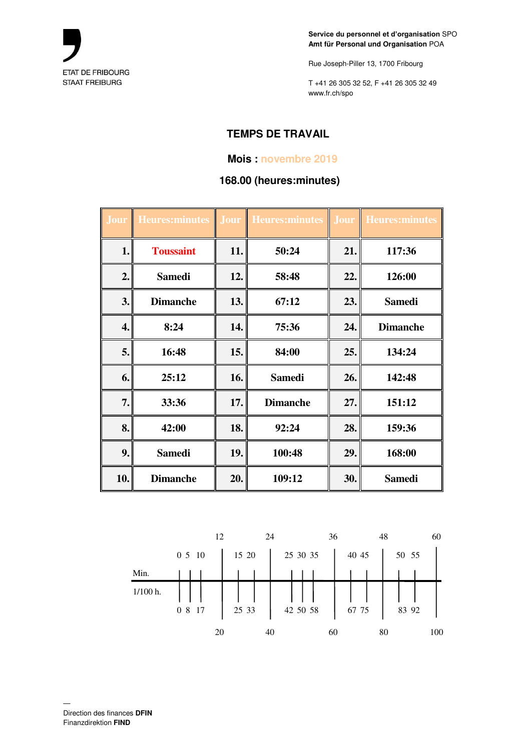ETAT DE FRIBOURG
STAAT FREIBURG

**Service du personnel et d'organisation** SPO
**Amt für Personal und Organisation** POA

Rue Joseph-Piller 13, 1700 Fribourg

T +41 26 305 32 52, F +41 26 305 32 49
www.fr.ch/spo

## TEMPS DE TRAVAIL

### Mois : novembre 2019

### 168.00 (heures:minutes)

| Jour | Heures:minutes | Jour | Heures:minutes | Jour | Heures:minutes |
|---|---|---|---|---|---|
| 1. | Toussaint | 11. | 50:24 | 21. | 117:36 |
| 2. | Samedi | 12. | 58:48 | 22. | 126:00 |
| 3. | Dimanche | 13. | 67:12 | 23. | Samedi |
| 4. | 8:24 | 14. | 75:36 | 24. | Dimanche |
| 5. | 16:48 | 15. | 84:00 | 25. | 134:24 |
| 6. | 25:12 | 16. | Samedi | 26. | 142:48 |
| 7. | 33:36 | 17. | Dimanche | 27. | 151:12 |
| 8. | 42:00 | 18. | 92:24 | 28. | 159:36 |
| 9. | Samedi | 19. | 100:48 | 29. | 168:00 |
| 10. | Dimanche | 20. | 109:12 | 30. | Samedi |

| | | | | | | | | | | | | | | | | | | |
|---|---|---|---|---|---|---|---|---|---|---|---|---|---|---|---|---|---|---|
| | | | | 12 | | | 24 | | | | 36 | | | 48 | | | 60 |
| Min. | 0 | 5 | 10 | | 15 | 20 | | 25 | 30 | 35 | | 40 | 45 | | 50 | 55 | |
| 1/100 h. | 0 | 8 | 17 | | 25 | 33 | | 42 | 50 | 58 | | 67 | 75 | | 83 | 92 | |
| | | | | 20 | | | 40 | | | | 60 | | | 80 | | | 100 |

Direction des finances **DFIN**
Finanzdirektion **FIND**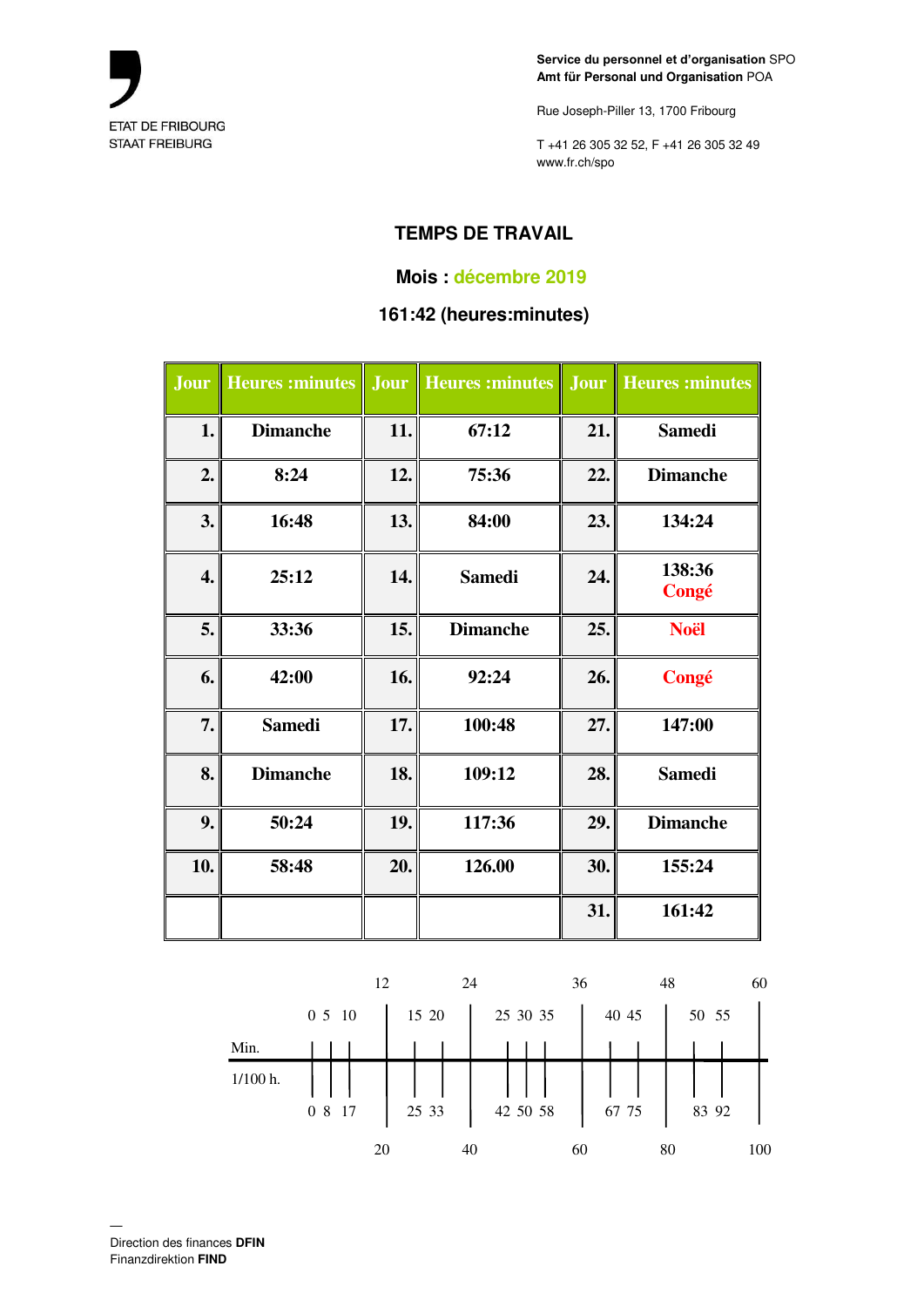ETAT DE FRIBOURG
STAAT FREIBURG

**Service du personnel et d'organisation** SPO
**Amt für Personal und Organisation** POA

Rue Joseph-Piller 13, 1700 Fribourg

T +41 26 305 32 52, F +41 26 305 32 49
www.fr.ch/spo

## TEMPS DE TRAVAIL

### Mois : décembre 2019

### 161:42 (heures:minutes)

| Jour | Heures :minutes | Jour | Heures :minutes | Jour | Heures :minutes |
|---|---|---|---|---|---|
| 1. | Dimanche | 11. | 67:12 | 21. | Samedi |
| 2. | 8:24 | 12. | 75:36 | 22. | Dimanche |
| 3. | 16:48 | 13. | 84:00 | 23. | 134:24 |
| 4. | 25:12 | 14. | Samedi | 24. | 138:36 Congé |
| 5. | 33:36 | 15. | Dimanche | 25. | Noël |
| 6. | 42:00 | 16. | 92:24 | 26. | Congé |
| 7. | Samedi | 17. | 100:48 | 27. | 147:00 |
| 8. | Dimanche | 18. | 109:12 | 28. | Samedi |
| 9. | 50:24 | 19. | 117:36 | 29. | Dimanche |
| 10. | 58:48 | 20. | 126.00 | 30. | 155:24 |
| | | | | 31. | 161:42 |

12 24 36 48 60

0 5 10 15 20 25 30 35 40 45 50 55

Min.

1/100 h.

0 8 17 25 33 42 50 58 67 75 83 92

20 40 60 80 100

—
Direction des finances **DFIN**
Finanzdirektion **FIND**